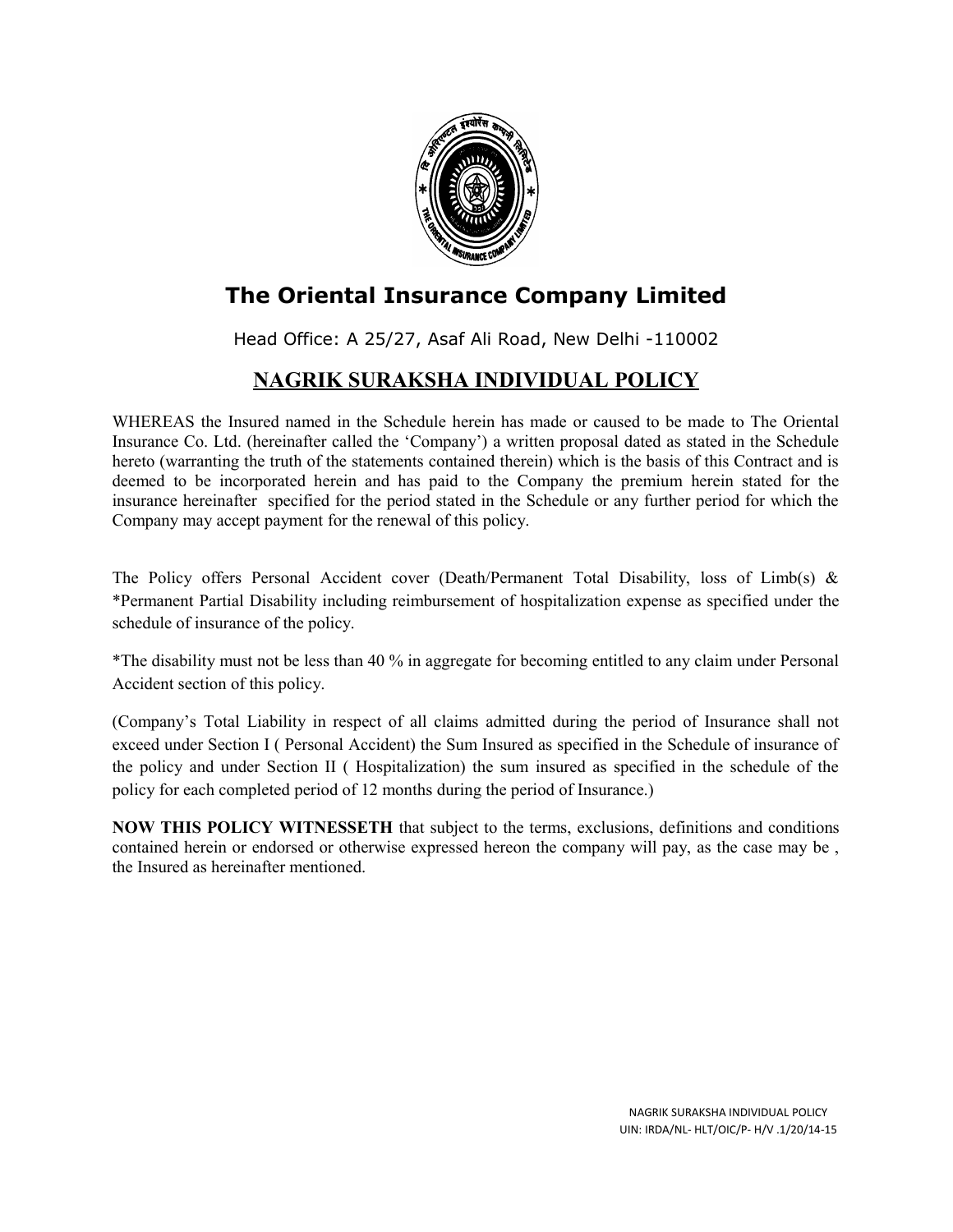# The Oriental Insurance Company Limited

Head Office: A 25/27, Asaf Ali Road, New Delhi -110002

## NAGRIK SURAKSHA INDIVIDUAL POLICY

WHEREAS the Insured named in the Schedule herein has made or caused to be made to The Oriental Insurance Co. Ltd. (hereinafter called the 'Company') a written proposal dated as stated in the Schedule hereto (warranting the truth of the statements contained therein) which is the basis of this Contract and is deemed to be incorporated herein and has paid to the Company the premium herein stated for the insurance hereinafter specified for the period stated in the Schedule or any further period for which the Company may accept payment for the renewal of this policy.

The Policy offers Personal Accident cover (Death/Permanent Total Disability, loss of Limb(s) & *Permanent Partial Disability including reimbursement of hospitalization expense as specified under the schedule of insurance of the policy.

*The disability must not be less than 40 % in aggregate for becoming entitled to any claim under Personal Accident section of this policy.

(Company's Total Liability in respect of all claims admitted during the period of Insurance shall not exceed under Section I ( Personal Accident) the Sum Insured as specified in the Schedule of insurance of the policy and under Section II ( Hospitalization) the sum insured as specified in the schedule of the policy for each completed period of 12 months during the period of Insurance.)

**NOW THIS POLICY WITNESSETH** that subject to the terms, exclusions, definitions and conditions contained herein or endorsed or otherwise expressed hereon the company will pay, as the case may be , the Insured as hereinafter mentioned.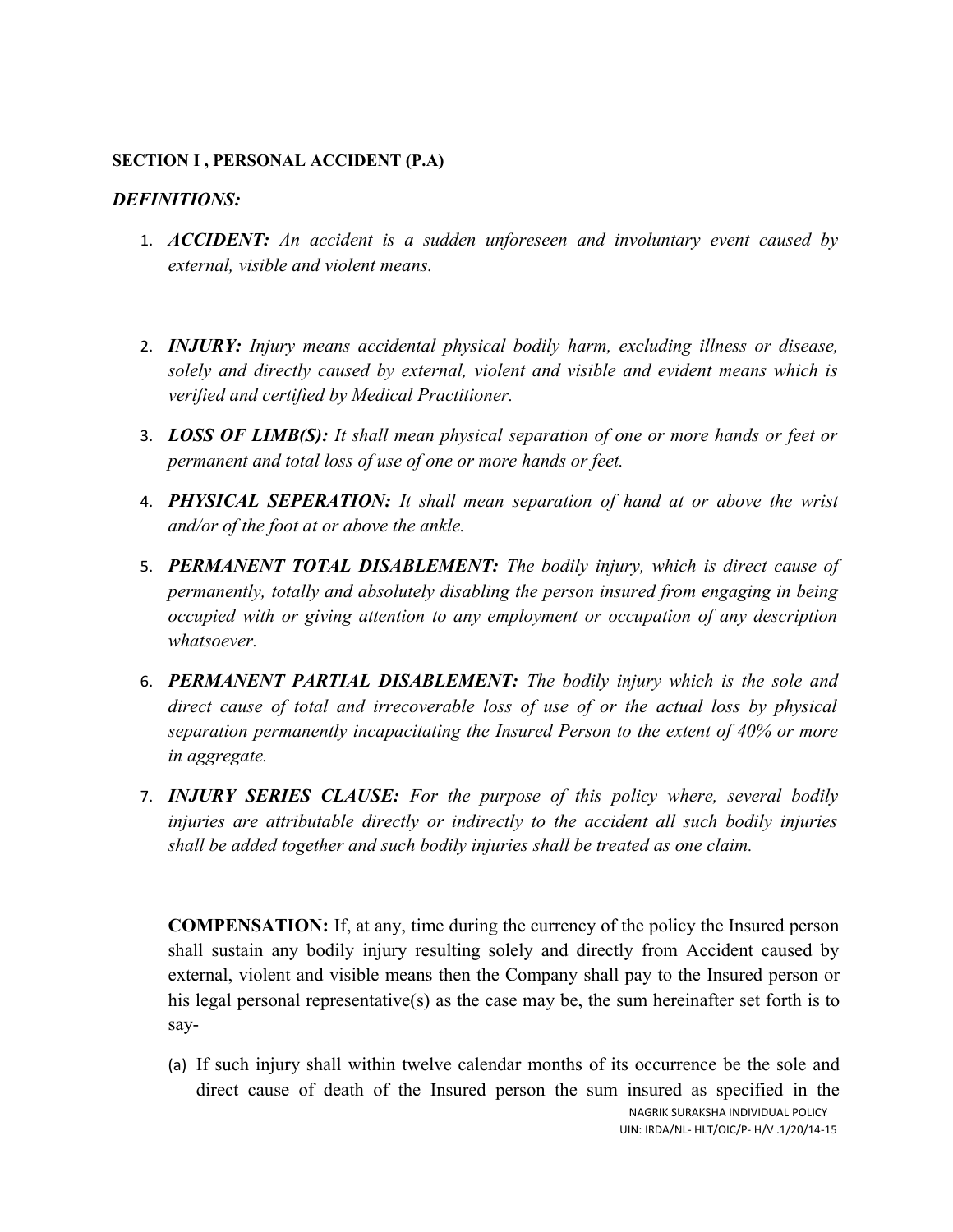**SECTION I , PERSONAL ACCIDENT (P.A)**

***DEFINITIONS:***

1. ***ACCIDENT:*** *An accident is a sudden unforeseen and involuntary event caused by external, visible and violent means.*

2. ***INJURY:*** *Injury means accidental physical bodily harm, excluding illness or disease, solely and directly caused by external, violent and visible and evident means which is verified and certified by Medical Practitioner.*

3. ***LOSS OF LIMB(S):*** *It shall mean physical separation of one or more hands or feet or permanent and total loss of use of one or more hands or feet.*

4. ***PHYSICAL SEPERATION:*** *It shall mean separation of hand at or above the wrist and/or of the foot at or above the ankle.*

5. ***PERMANENT TOTAL DISABLEMENT:*** *The bodily injury, which is direct cause of permanently, totally and absolutely disabling the person insured from engaging in being occupied with or giving attention to any employment or occupation of any description whatsoever.*

6. ***PERMANENT PARTIAL DISABLEMENT:*** *The bodily injury which is the sole and direct cause of total and irrecoverable loss of use of or the actual loss by physical separation permanently incapacitating the Insured Person to the extent of 40% or more in aggregate.*

7. ***INJURY SERIES CLAUSE:*** *For the purpose of this policy where, several bodily injuries are attributable directly or indirectly to the accident all such bodily injuries shall be added together and such bodily injuries shall be treated as one claim.*

**COMPENSATION:** If, at any, time during the currency of the policy the Insured person shall sustain any bodily injury resulting solely and directly from Accident caused by external, violent and visible means then the Company shall pay to the Insured person or his legal personal representative(s) as the case may be, the sum hereinafter set forth is to say-

(a) If such injury shall within twelve calendar months of its occurrence be the sole and direct cause of death of the Insured person the sum insured as specified in the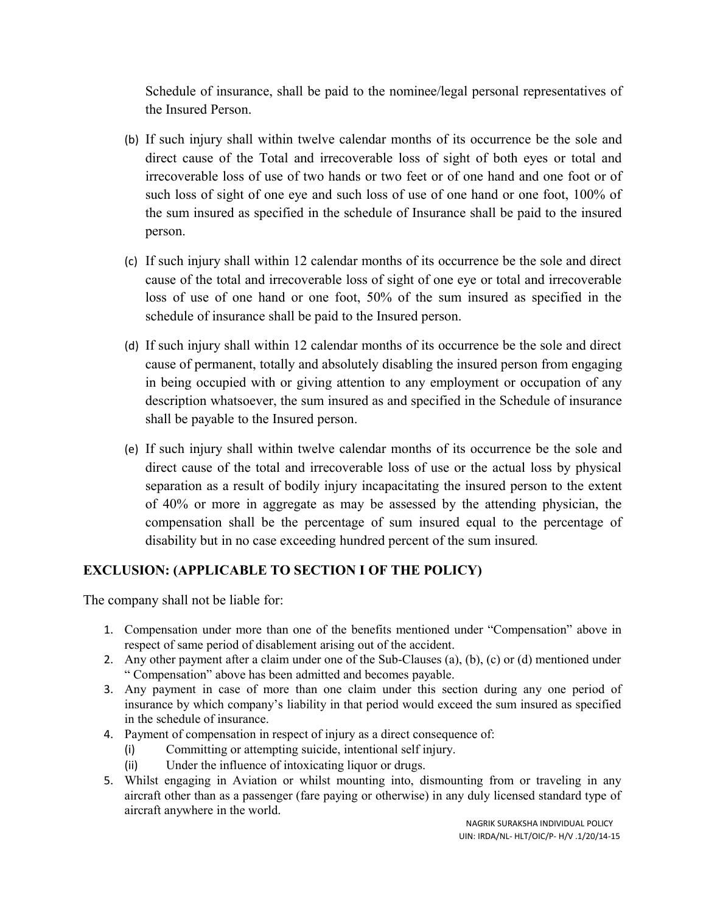Schedule of insurance, shall be paid to the nominee/legal personal representatives of the Insured Person.

(b) If such injury shall within twelve calendar months of its occurrence be the sole and direct cause of the Total and irrecoverable loss of sight of both eyes or total and irrecoverable loss of use of two hands or two feet or of one hand and one foot or of such loss of sight of one eye and such loss of use of one hand or one foot, 100% of the sum insured as specified in the schedule of Insurance shall be paid to the insured person.

(c) If such injury shall within 12 calendar months of its occurrence be the sole and direct cause of the total and irrecoverable loss of sight of one eye or total and irrecoverable loss of use of one hand or one foot, 50% of the sum insured as specified in the schedule of insurance shall be paid to the Insured person.

(d) If such injury shall within 12 calendar months of its occurrence be the sole and direct cause of permanent, totally and absolutely disabling the insured person from engaging in being occupied with or giving attention to any employment or occupation of any description whatsoever, the sum insured as and specified in the Schedule of insurance shall be payable to the Insured person.

(e) If such injury shall within twelve calendar months of its occurrence be the sole and direct cause of the total and irrecoverable loss of use or the actual loss by physical separation as a result of bodily injury incapacitating the insured person to the extent of 40% or more in aggregate as may be assessed by the attending physician, the compensation shall be the percentage of sum insured equal to the percentage of disability but in no case exceeding hundred percent of the sum insured.

## EXCLUSION: (APPLICABLE TO SECTION I OF THE POLICY)

The company shall not be liable for:

1. Compensation under more than one of the benefits mentioned under "Compensation" above in respect of same period of disablement arising out of the accident.
2. Any other payment after a claim under one of the Sub-Clauses (a), (b), (c) or (d) mentioned under " Compensation" above has been admitted and becomes payable.
3. Any payment in case of more than one claim under this section during any one period of insurance by which company's liability in that period would exceed the sum insured as specified in the schedule of insurance.
4. Payment of compensation in respect of injury as a direct consequence of:
   (i) Committing or attempting suicide, intentional self injury.
   (ii) Under the influence of intoxicating liquor or drugs.
5. Whilst engaging in Aviation or whilst mounting into, dismounting from or traveling in any aircraft other than as a passenger (fare paying or otherwise) in any duly licensed standard type of aircraft anywhere in the world.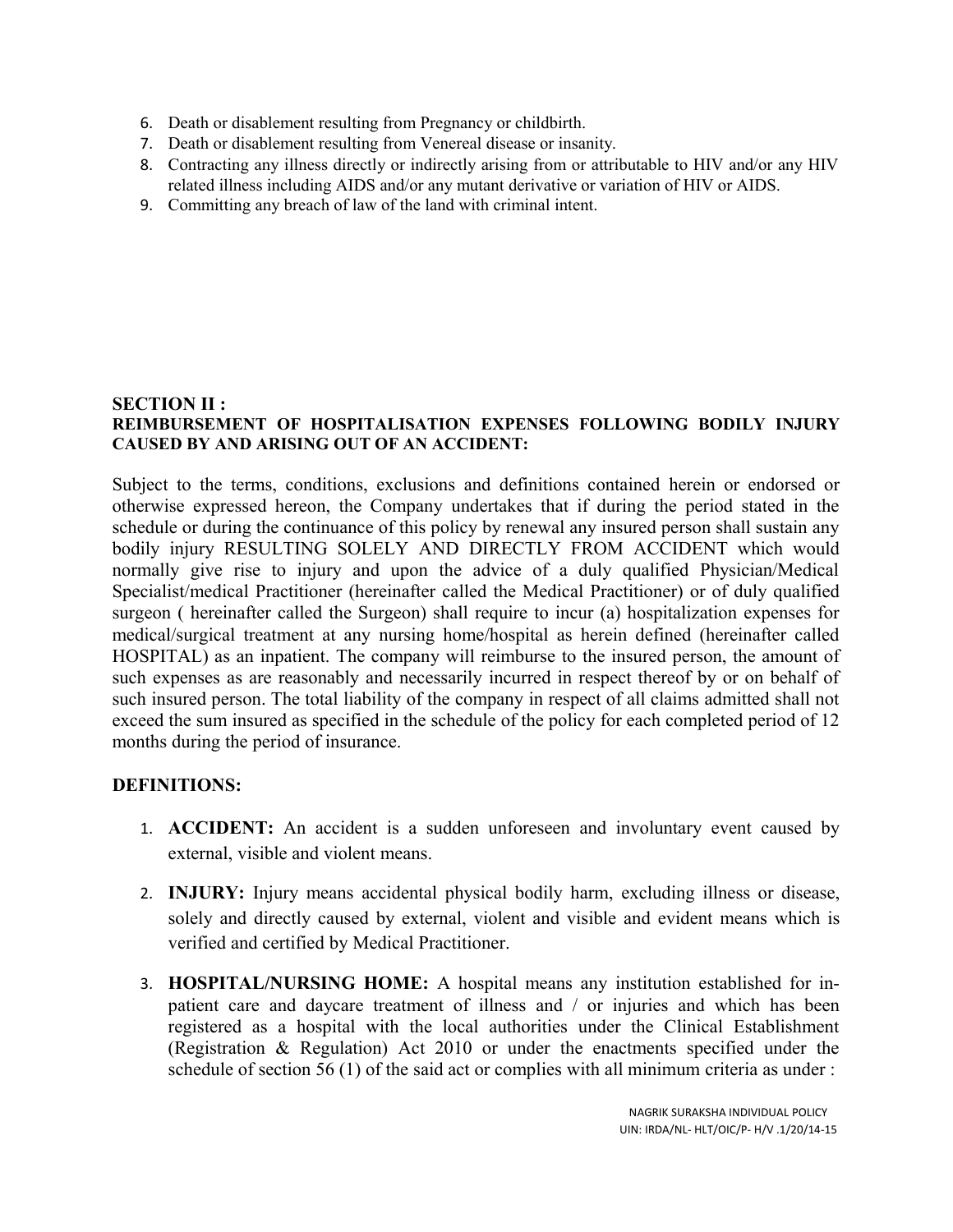6. Death or disablement resulting from Pregnancy or childbirth.
7. Death or disablement resulting from Venereal disease or insanity.
8. Contracting any illness directly or indirectly arising from or attributable to HIV and/or any HIV related illness including AIDS and/or any mutant derivative or variation of HIV or AIDS.
9. Committing any breach of law of the land with criminal intent.

## SECTION II :
**REIMBURSEMENT OF HOSPITALISATION EXPENSES FOLLOWING BODILY INJURY CAUSED BY AND ARISING OUT OF AN ACCIDENT:**

Subject to the terms, conditions, exclusions and definitions contained herein or endorsed or otherwise expressed hereon, the Company undertakes that if during the period stated in the schedule or during the continuance of this policy by renewal any insured person shall sustain any bodily injury RESULTING SOLELY AND DIRECTLY FROM ACCIDENT which would normally give rise to injury and upon the advice of a duly qualified Physician/Medical Specialist/medical Practitioner (hereinafter called the Medical Practitioner) or of duly qualified surgeon ( hereinafter called the Surgeon) shall require to incur (a) hospitalization expenses for medical/surgical treatment at any nursing home/hospital as herein defined (hereinafter called HOSPITAL) as an inpatient. The company will reimburse to the insured person, the amount of such expenses as are reasonably and necessarily incurred in respect thereof by or on behalf of such insured person. The total liability of the company in respect of all claims admitted shall not exceed the sum insured as specified in the schedule of the policy for each completed period of 12 months during the period of insurance.

### DEFINITIONS:

1. **ACCIDENT:** An accident is a sudden unforeseen and involuntary event caused by external, visible and violent means.
2. **INJURY:** Injury means accidental physical bodily harm, excluding illness or disease, solely and directly caused by external, violent and visible and evident means which is verified and certified by Medical Practitioner.
3. **HOSPITAL/NURSING HOME:** A hospital means any institution established for in-patient care and daycare treatment of illness and / or injuries and which has been registered as a hospital with the local authorities under the Clinical Establishment (Registration & Regulation) Act 2010 or under the enactments specified under the schedule of section 56 (1) of the said act or complies with all minimum criteria as under :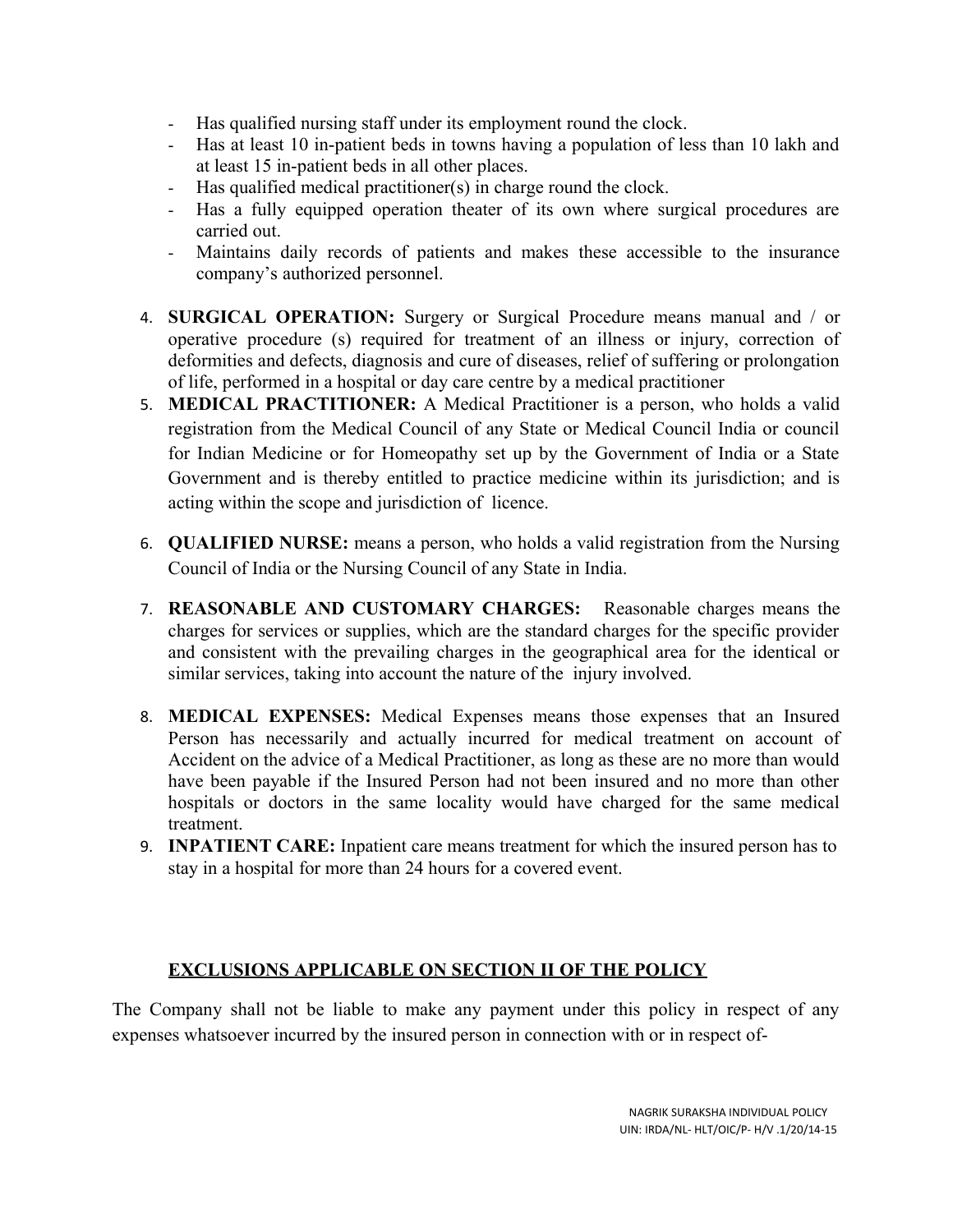- Has qualified nursing staff under its employment round the clock.
- Has at least 10 in-patient beds in towns having a population of less than 10 lakh and at least 15 in-patient beds in all other places.
- Has qualified medical practitioner(s) in charge round the clock.
- Has a fully equipped operation theater of its own where surgical procedures are carried out.
- Maintains daily records of patients and makes these accessible to the insurance company's authorized personnel.

4. **SURGICAL OPERATION:** Surgery or Surgical Procedure means manual and / or operative procedure (s) required for treatment of an illness or injury, correction of deformities and defects, diagnosis and cure of diseases, relief of suffering or prolongation of life, performed in a hospital or day care centre by a medical practitioner
5. **MEDICAL PRACTITIONER:** A Medical Practitioner is a person, who holds a valid registration from the Medical Council of any State or Medical Council India or council for Indian Medicine or for Homeopathy set up by the Government of India or a State Government and is thereby entitled to practice medicine within its jurisdiction; and is acting within the scope and jurisdiction of licence.
6. **QUALIFIED NURSE:** means a person, who holds a valid registration from the Nursing Council of India or the Nursing Council of any State in India.
7. **REASONABLE AND CUSTOMARY CHARGES:** Reasonable charges means the charges for services or supplies, which are the standard charges for the specific provider and consistent with the prevailing charges in the geographical area for the identical or similar services, taking into account the nature of the injury involved.
8. **MEDICAL EXPENSES:** Medical Expenses means those expenses that an Insured Person has necessarily and actually incurred for medical treatment on account of Accident on the advice of a Medical Practitioner, as long as these are no more than would have been payable if the Insured Person had not been insured and no more than other hospitals or doctors in the same locality would have charged for the same medical treatment.
9. **INPATIENT CARE:** Inpatient care means treatment for which the insured person has to stay in a hospital for more than 24 hours for a covered event.

## EXCLUSIONS APPLICABLE ON SECTION II OF THE POLICY

The Company shall not be liable to make any payment under this policy in respect of any expenses whatsoever incurred by the insured person in connection with or in respect of-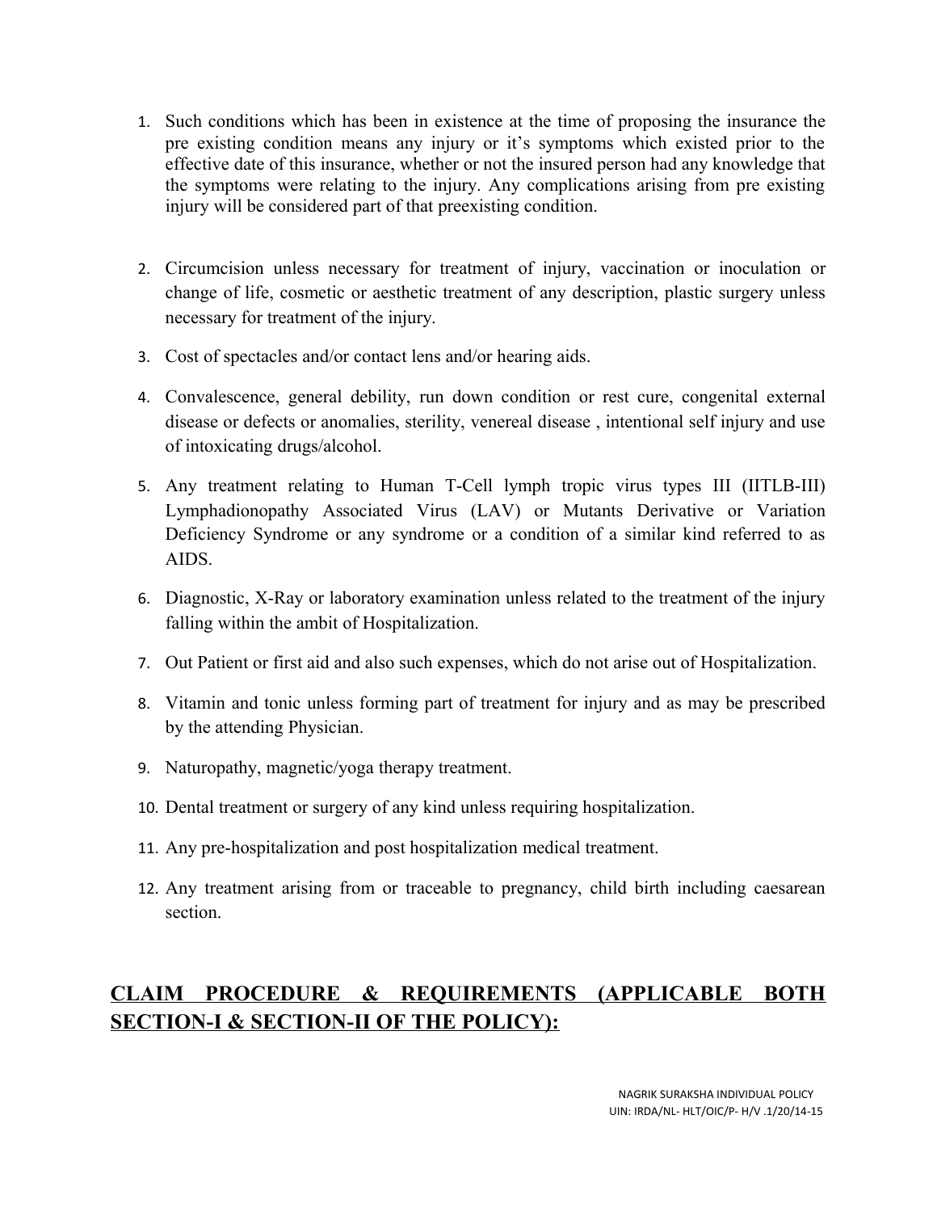1. Such conditions which has been in existence at the time of proposing the insurance the pre existing condition means any injury or it's symptoms which existed prior to the effective date of this insurance, whether or not the insured person had any knowledge that the symptoms were relating to the injury. Any complications arising from pre existing injury will be considered part of that preexisting condition.

2. Circumcision unless necessary for treatment of injury, vaccination or inoculation or change of life, cosmetic or aesthetic treatment of any description, plastic surgery unless necessary for treatment of the injury.

3. Cost of spectacles and/or contact lens and/or hearing aids.

4. Convalescence, general debility, run down condition or rest cure, congenital external disease or defects or anomalies, sterility, venereal disease , intentional self injury and use of intoxicating drugs/alcohol.

5. Any treatment relating to Human T-Cell lymph tropic virus types III (IITLB-III) Lymphadionopathy Associated Virus (LAV) or Mutants Derivative or Variation Deficiency Syndrome or any syndrome or a condition of a similar kind referred to as AIDS.

6. Diagnostic, X-Ray or laboratory examination unless related to the treatment of the injury falling within the ambit of Hospitalization.

7. Out Patient or first aid and also such expenses, which do not arise out of Hospitalization.

8. Vitamin and tonic unless forming part of treatment for injury and as may be prescribed by the attending Physician.

9. Naturopathy, magnetic/yoga therapy treatment.

10. Dental treatment or surgery of any kind unless requiring hospitalization.

11. Any pre-hospitalization and post hospitalization medical treatment.

12. Any treatment arising from or traceable to pregnancy, child birth including caesarean section.

## CLAIM PROCEDURE & REQUIREMENTS (APPLICABLE BOTH SECTION-I & SECTION-II OF THE POLICY):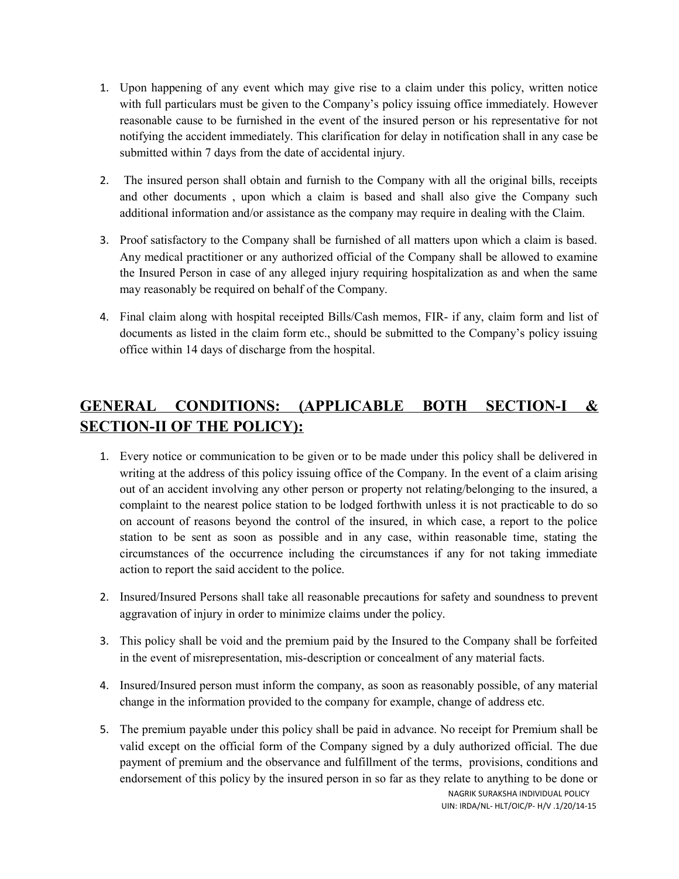1. Upon happening of any event which may give rise to a claim under this policy, written notice with full particulars must be given to the Company's policy issuing office immediately. However reasonable cause to be furnished in the event of the insured person or his representative for not notifying the accident immediately. This clarification for delay in notification shall in any case be submitted within 7 days from the date of accidental injury.

2. The insured person shall obtain and furnish to the Company with all the original bills, receipts and other documents , upon which a claim is based and shall also give the Company such additional information and/or assistance as the company may require in dealing with the Claim.

3. Proof satisfactory to the Company shall be furnished of all matters upon which a claim is based. Any medical practitioner or any authorized official of the Company shall be allowed to examine the Insured Person in case of any alleged injury requiring hospitalization as and when the same may reasonably be required on behalf of the Company.

4. Final claim along with hospital receipted Bills/Cash memos, FIR- if any, claim form and list of documents as listed in the claim form etc., should be submitted to the Company's policy issuing office within 14 days of discharge from the hospital.

## GENERAL CONDITIONS: (APPLICABLE BOTH SECTION-I & SECTION-II OF THE POLICY):

1. Every notice or communication to be given or to be made under this policy shall be delivered in writing at the address of this policy issuing office of the Company. In the event of a claim arising out of an accident involving any other person or property not relating/belonging to the insured, a complaint to the nearest police station to be lodged forthwith unless it is not practicable to do so on account of reasons beyond the control of the insured, in which case, a report to the police station to be sent as soon as possible and in any case, within reasonable time, stating the circumstances of the occurrence including the circumstances if any for not taking immediate action to report the said accident to the police.

2. Insured/Insured Persons shall take all reasonable precautions for safety and soundness to prevent aggravation of injury in order to minimize claims under the policy.

3. This policy shall be void and the premium paid by the Insured to the Company shall be forfeited in the event of misrepresentation, mis-description or concealment of any material facts.

4. Insured/Insured person must inform the company, as soon as reasonably possible, of any material change in the information provided to the company for example, change of address etc.

5. The premium payable under this policy shall be paid in advance. No receipt for Premium shall be valid except on the official form of the Company signed by a duly authorized official. The due payment of premium and the observance and fulfillment of the terms, provisions, conditions and endorsement of this policy by the insured person in so far as they relate to anything to be done or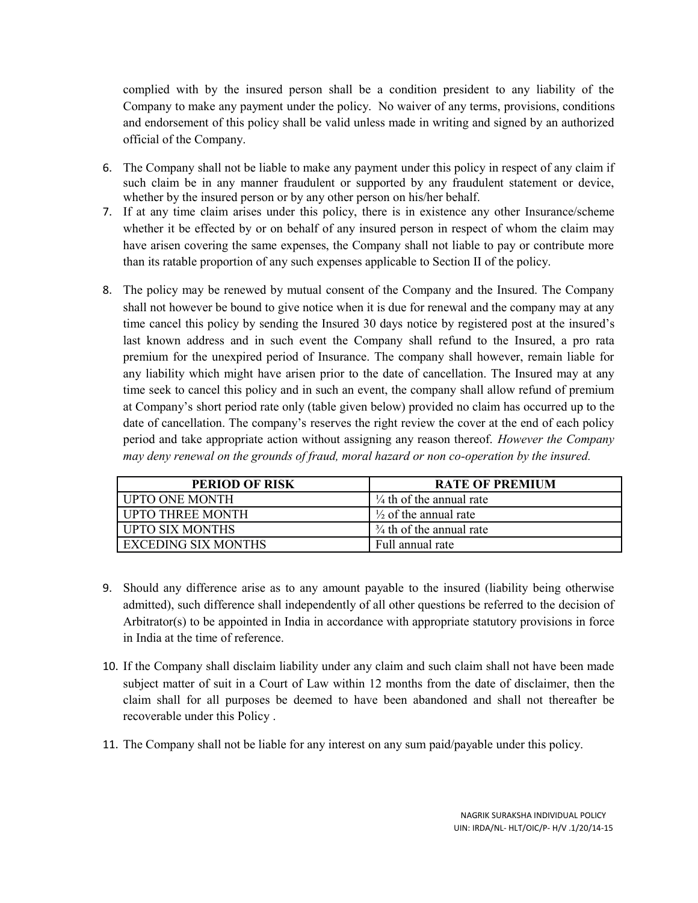complied with by the insured person shall be a condition president to any liability of the Company to make any payment under the policy. No waiver of any terms, provisions, conditions and endorsement of this policy shall be valid unless made in writing and signed by an authorized official of the Company.

6. The Company shall not be liable to make any payment under this policy in respect of any claim if such claim be in any manner fraudulent or supported by any fraudulent statement or device, whether by the insured person or by any other person on his/her behalf.
7. If at any time claim arises under this policy, there is in existence any other Insurance/scheme whether it be effected by or on behalf of any insured person in respect of whom the claim may have arisen covering the same expenses, the Company shall not liable to pay or contribute more than its ratable proportion of any such expenses applicable to Section II of the policy.
8. The policy may be renewed by mutual consent of the Company and the Insured. The Company shall not however be bound to give notice when it is due for renewal and the company may at any time cancel this policy by sending the Insured 30 days notice by registered post at the insured's last known address and in such event the Company shall refund to the Insured, a pro rata premium for the unexpired period of Insurance. The company shall however, remain liable for any liability which might have arisen prior to the date of cancellation. The Insured may at any time seek to cancel this policy and in such an event, the company shall allow refund of premium at Company's short period rate only (table given below) provided no claim has occurred up to the date of cancellation. The company's reserves the right review the cover at the end of each policy period and take appropriate action without assigning any reason thereof. *However the Company may deny renewal on the grounds of fraud, moral hazard or non co-operation by the insured.*

| PERIOD OF RISK | RATE OF PREMIUM |
|---|---|
| UPTO ONE MONTH | ¼ th of the annual rate |
| UPTO THREE MONTH | ½ of the annual rate |
| UPTO SIX MONTHS | ¾ th of the annual rate |
| EXCEDING SIX MONTHS | Full annual rate |

9. Should any difference arise as to any amount payable to the insured (liability being otherwise admitted), such difference shall independently of all other questions be referred to the decision of Arbitrator(s) to be appointed in India in accordance with appropriate statutory provisions in force in India at the time of reference.

10. If the Company shall disclaim liability under any claim and such claim shall not have been made subject matter of suit in a Court of Law within 12 months from the date of disclaimer, then the claim shall for all purposes be deemed to have been abandoned and shall not thereafter be recoverable under this Policy .

11. The Company shall not be liable for any interest on any sum paid/payable under this policy.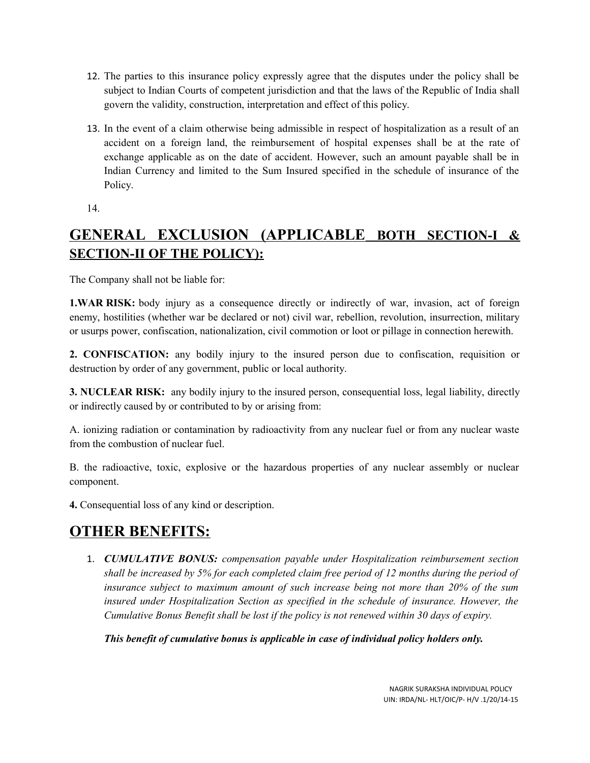12. The parties to this insurance policy expressly agree that the disputes under the policy shall be subject to Indian Courts of competent jurisdiction and that the laws of the Republic of India shall govern the validity, construction, interpretation and effect of this policy.

13. In the event of a claim otherwise being admissible in respect of hospitalization as a result of an accident on a foreign land, the reimbursement of hospital expenses shall be at the rate of exchange applicable as on the date of accident. However, such an amount payable shall be in Indian Currency and limited to the Sum Insured specified in the schedule of insurance of the Policy.

14.

## GENERAL EXCLUSION (APPLICABLE BOTH SECTION-I & SECTION-II OF THE POLICY):

The Company shall not be liable for:

**1.WAR RISK:** body injury as a consequence directly or indirectly of war, invasion, act of foreign enemy, hostilities (whether war be declared or not) civil war, rebellion, revolution, insurrection, military or usurps power, confiscation, nationalization, civil commotion or loot or pillage in connection herewith.

**2. CONFISCATION:** any bodily injury to the insured person due to confiscation, requisition or destruction by order of any government, public or local authority.

**3. NUCLEAR RISK:** any bodily injury to the insured person, consequential loss, legal liability, directly or indirectly caused by or contributed to by or arising from:

A. ionizing radiation or contamination by radioactivity from any nuclear fuel or from any nuclear waste from the combustion of nuclear fuel.

B. the radioactive, toxic, explosive or the hazardous properties of any nuclear assembly or nuclear component.

**4.** Consequential loss of any kind or description.

## OTHER BENEFITS:

1. ***CUMULATIVE BONUS:*** *compensation payable under Hospitalization reimbursement section shall be increased by 5% for each completed claim free period of 12 months during the period of insurance subject to maximum amount of such increase being not more than 20% of the sum insured under Hospitalization Section as specified in the schedule of insurance. However, the Cumulative Bonus Benefit shall be lost if the policy is not renewed within 30 days of expiry.*

   ***This benefit of cumulative bonus is applicable in case of individual policy holders only.***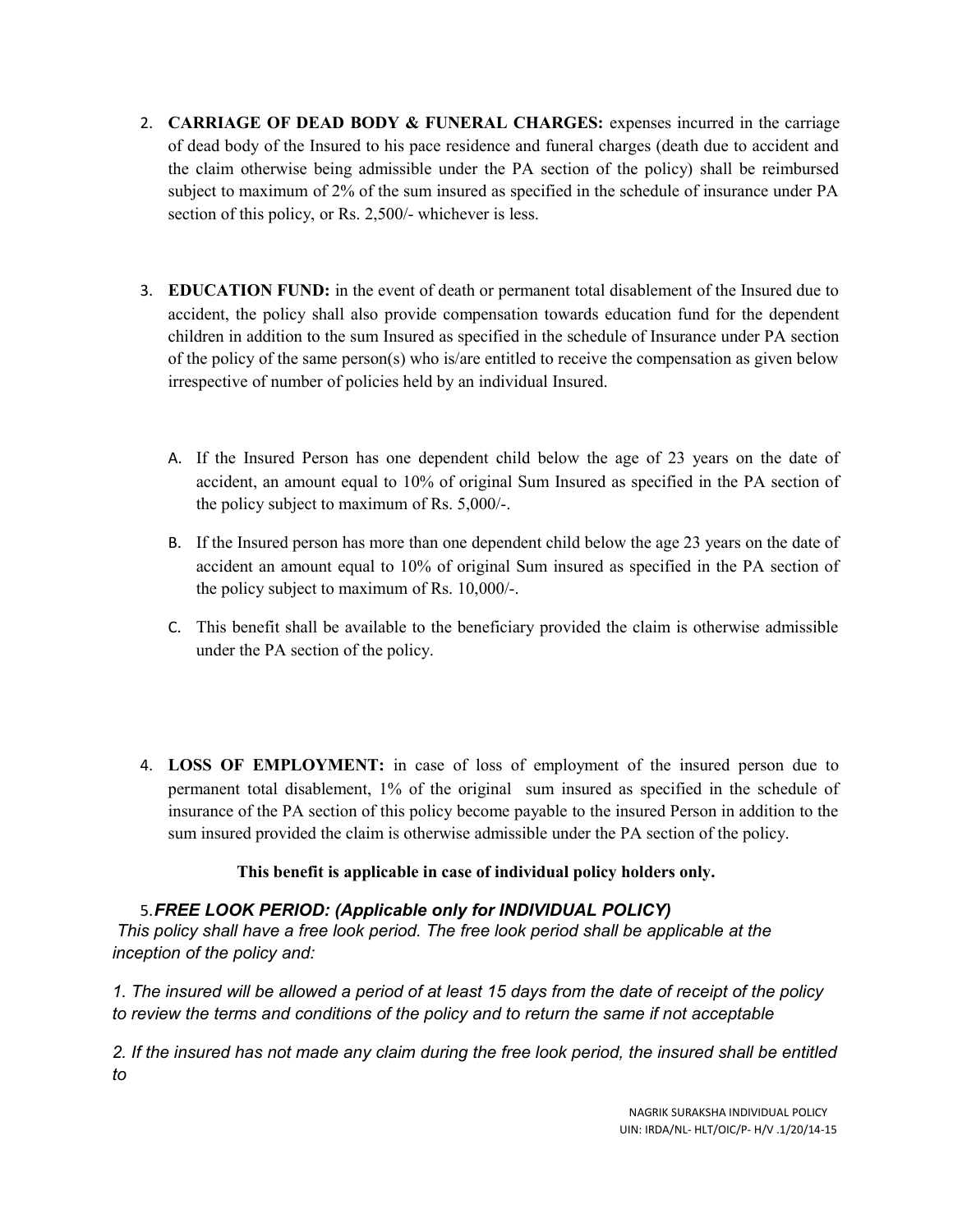2. **CARRIAGE OF DEAD BODY & FUNERAL CHARGES:** expenses incurred in the carriage of dead body of the Insured to his pace residence and funeral charges (death due to accident and the claim otherwise being admissible under the PA section of the policy) shall be reimbursed subject to maximum of 2% of the sum insured as specified in the schedule of insurance under PA section of this policy, or Rs. 2,500/- whichever is less.

3. **EDUCATION FUND:** in the event of death or permanent total disablement of the Insured due to accident, the policy shall also provide compensation towards education fund for the dependent children in addition to the sum Insured as specified in the schedule of Insurance under PA section of the policy of the same person(s) who is/are entitled to receive the compensation as given below irrespective of number of policies held by an individual Insured.

   A. If the Insured Person has one dependent child below the age of 23 years on the date of accident, an amount equal to 10% of original Sum Insured as specified in the PA section of the policy subject to maximum of Rs. 5,000/-.

   B. If the Insured person has more than one dependent child below the age 23 years on the date of accident an amount equal to 10% of original Sum insured as specified in the PA section of the policy subject to maximum of Rs. 10,000/-.

   C. This benefit shall be available to the beneficiary provided the claim is otherwise admissible under the PA section of the policy.

4. **LOSS OF EMPLOYMENT:** in case of loss of employment of the insured person due to permanent total disablement, 1% of the original sum insured as specified in the schedule of insurance of the PA section of this policy become payable to the insured Person in addition to the sum insured provided the claim is otherwise admissible under the PA section of the policy.

**This benefit is applicable in case of individual policy holders only.**

5. ***FREE LOOK PERIOD: (Applicable only for INDIVIDUAL POLICY)***

*This policy shall have a free look period. The free look period shall be applicable at the inception of the policy and:*

*1. The insured will be allowed a period of at least 15 days from the date of receipt of the policy to review the terms and conditions of the policy and to return the same if not acceptable*

*2. If the insured has not made any claim during the free look period, the insured shall be entitled to*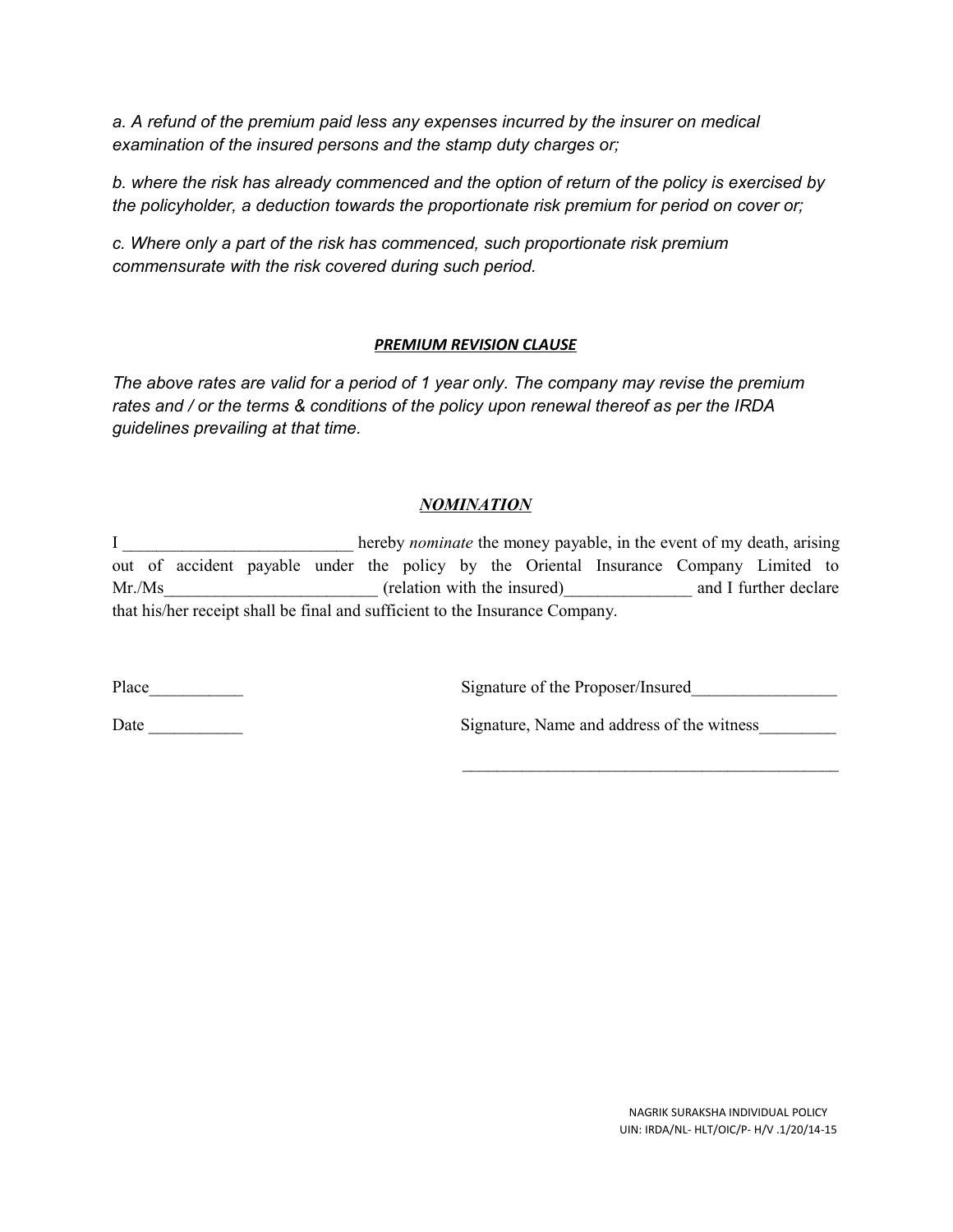*a. A refund of the premium paid less any expenses incurred by the insurer on medical examination of the insured persons and the stamp duty charges or;*

*b. where the risk has already commenced and the option of return of the policy is exercised by the policyholder, a deduction towards the proportionate risk premium for period on cover or;*

*c. Where only a part of the risk has commenced, such proportionate risk premium commensurate with the risk covered during such period.*

## ***PREMIUM REVISION CLAUSE***

*The above rates are valid for a period of 1 year only. The company may revise the premium rates and / or the terms & conditions of the policy upon renewal thereof as per the IRDA guidelines prevailing at that time.*

## ***NOMINATION***

I ___________________________ hereby *nominate* the money payable, in the event of my death, arising out of accident payable under the policy by the Oriental Insurance Company Limited to Mr./Ms_________________________ (relation with the insured)_______________ and I further declare that his/her receipt shall be final and sufficient to the Insurance Company.

Place___________ Signature of the Proposer/Insured_________________

Date ___________ Signature, Name and address of the witness_________

_______________________________________________

NAGRIK SURAKSHA INDIVIDUAL POLICY
UIN: IRDA/NL- HLT/OIC/P- H/V .1/20/14-15